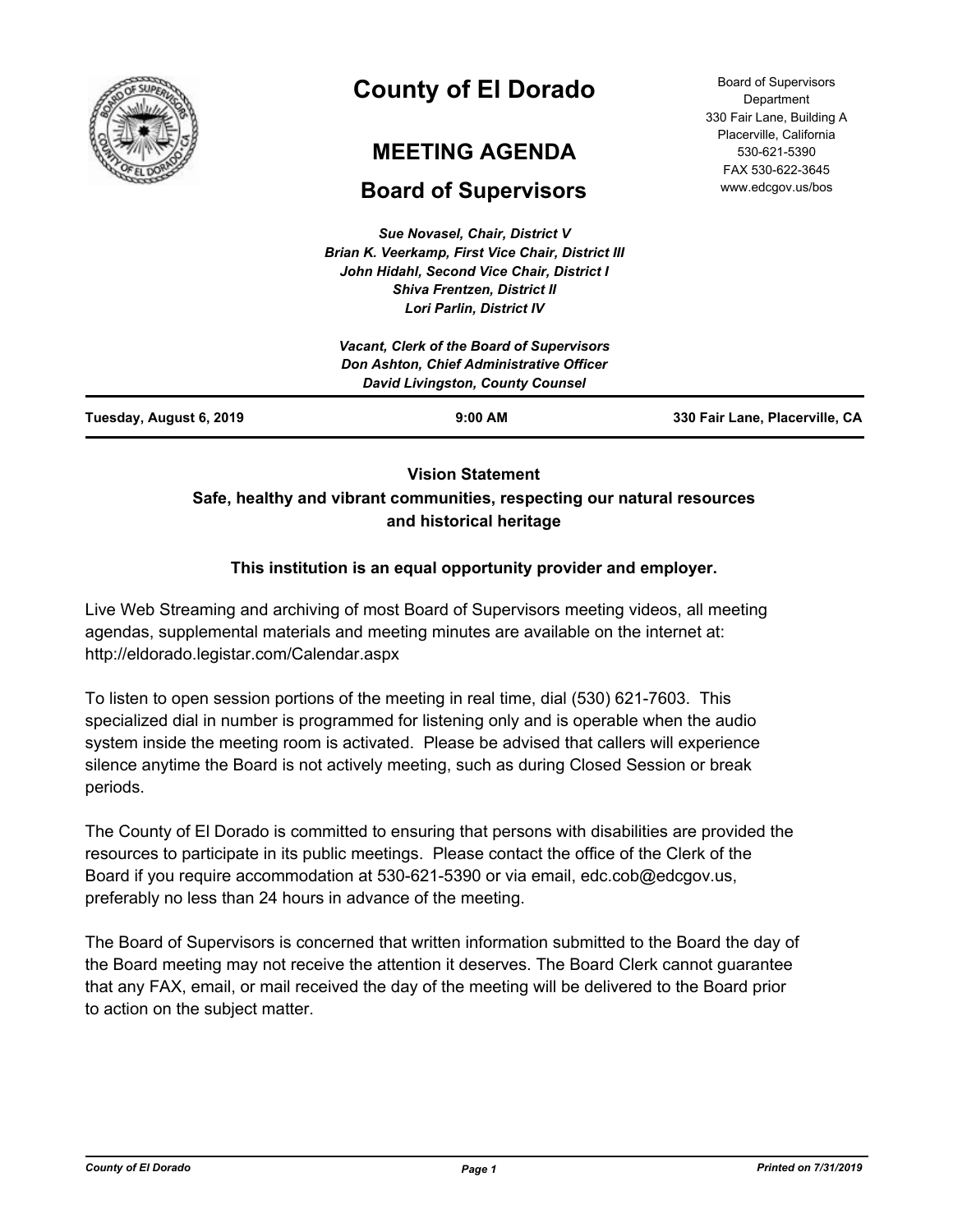# County of El Dorado

## MEETING AGENDA

## Board of Supervisors

Board of Supervisors Department
330 Fair Lane, Building A
Placerville, California
530-621-5390
FAX 530-622-3645
www.edcgov.us/bos

*Sue Novasel, Chair, District V*
*Brian K. Veerkamp, First Vice Chair, District III*
*John Hidahl, Second Vice Chair, District I*
*Shiva Frentzen, District II*
*Lori Parlin, District IV*

*Vacant, Clerk of the Board of Supervisors*
*Don Ashton, Chief Administrative Officer*
*David Livingston, County Counsel*

**Tuesday, August 6, 2019** | **9:00 AM** | **330 Fair Lane, Placerville, CA**

**Vision Statement**

**Safe, healthy and vibrant communities, respecting our natural resources and historical heritage**

**This institution is an equal opportunity provider and employer.**

Live Web Streaming and archiving of most Board of Supervisors meeting videos, all meeting agendas, supplemental materials and meeting minutes are available on the internet at: http://eldorado.legistar.com/Calendar.aspx

To listen to open session portions of the meeting in real time, dial (530) 621-7603. This specialized dial in number is programmed for listening only and is operable when the audio system inside the meeting room is activated. Please be advised that callers will experience silence anytime the Board is not actively meeting, such as during Closed Session or break periods.

The County of El Dorado is committed to ensuring that persons with disabilities are provided the resources to participate in its public meetings. Please contact the office of the Clerk of the Board if you require accommodation at 530-621-5390 or via email, edc.cob@edcgov.us, preferably no less than 24 hours in advance of the meeting.

The Board of Supervisors is concerned that written information submitted to the Board the day of the Board meeting may not receive the attention it deserves. The Board Clerk cannot guarantee that any FAX, email, or mail received the day of the meeting will be delivered to the Board prior to action on the subject matter.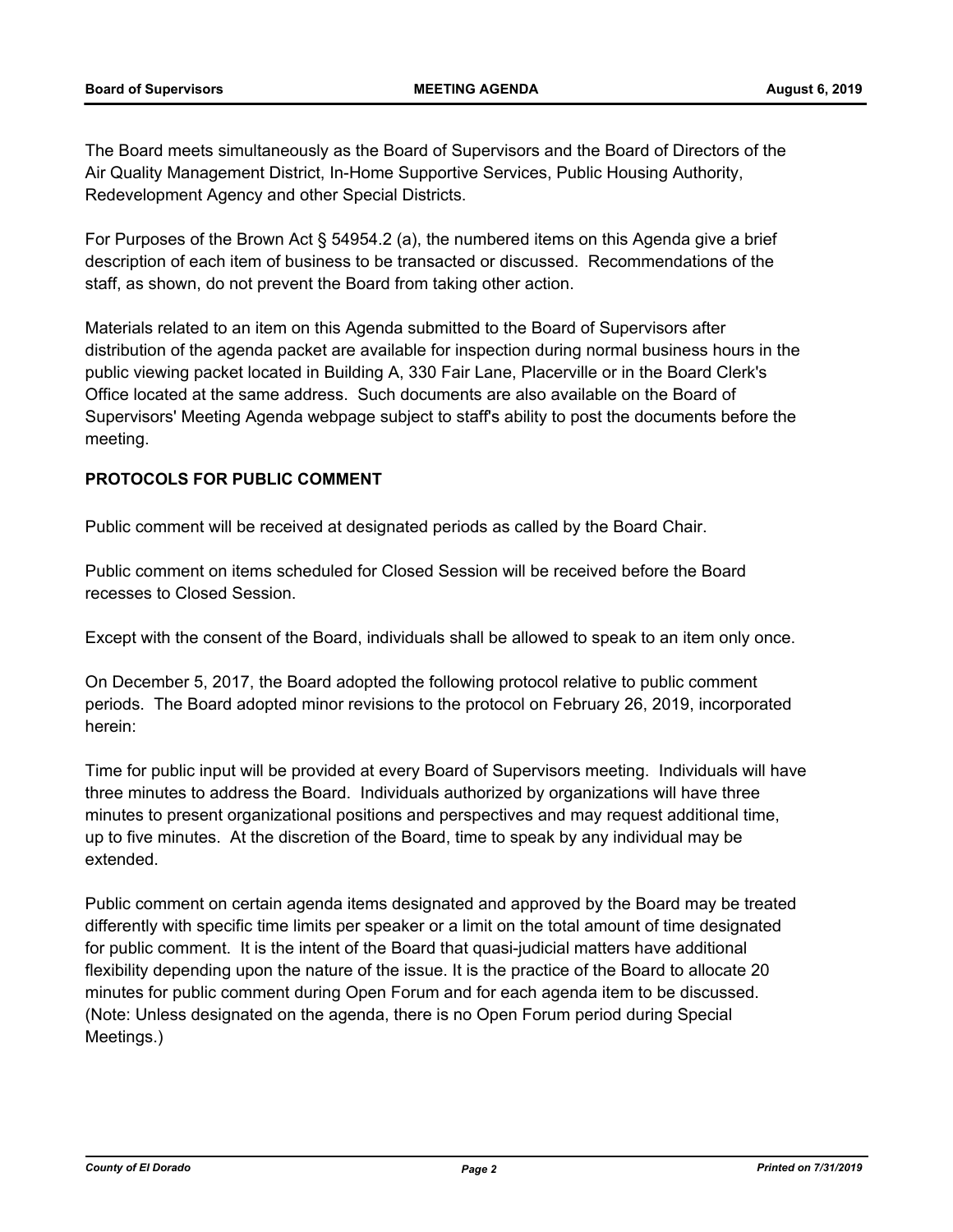The Board meets simultaneously as the Board of Supervisors and the Board of Directors of the Air Quality Management District, In-Home Supportive Services, Public Housing Authority, Redevelopment Agency and other Special Districts.

For Purposes of the Brown Act § 54954.2 (a), the numbered items on this Agenda give a brief description of each item of business to be transacted or discussed. Recommendations of the staff, as shown, do not prevent the Board from taking other action.

Materials related to an item on this Agenda submitted to the Board of Supervisors after distribution of the agenda packet are available for inspection during normal business hours in the public viewing packet located in Building A, 330 Fair Lane, Placerville or in the Board Clerk's Office located at the same address. Such documents are also available on the Board of Supervisors' Meeting Agenda webpage subject to staff's ability to post the documents before the meeting.

**PROTOCOLS FOR PUBLIC COMMENT**

Public comment will be received at designated periods as called by the Board Chair.

Public comment on items scheduled for Closed Session will be received before the Board recesses to Closed Session.

Except with the consent of the Board, individuals shall be allowed to speak to an item only once.

On December 5, 2017, the Board adopted the following protocol relative to public comment periods. The Board adopted minor revisions to the protocol on February 26, 2019, incorporated herein:

Time for public input will be provided at every Board of Supervisors meeting. Individuals will have three minutes to address the Board. Individuals authorized by organizations will have three minutes to present organizational positions and perspectives and may request additional time, up to five minutes. At the discretion of the Board, time to speak by any individual may be extended.

Public comment on certain agenda items designated and approved by the Board may be treated differently with specific time limits per speaker or a limit on the total amount of time designated for public comment. It is the intent of the Board that quasi-judicial matters have additional flexibility depending upon the nature of the issue. It is the practice of the Board to allocate 20 minutes for public comment during Open Forum and for each agenda item to be discussed. (Note: Unless designated on the agenda, there is no Open Forum period during Special Meetings.)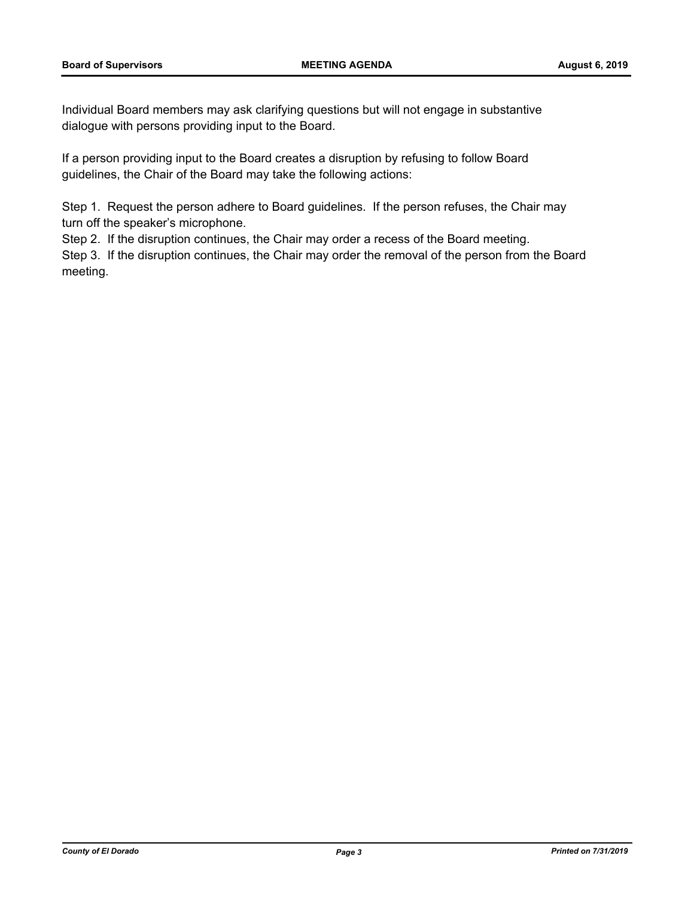Individual Board members may ask clarifying questions but will not engage in substantive dialogue with persons providing input to the Board.

If a person providing input to the Board creates a disruption by refusing to follow Board guidelines, the Chair of the Board may take the following actions:

Step 1. Request the person adhere to Board guidelines. If the person refuses, the Chair may turn off the speaker's microphone.
Step 2. If the disruption continues, the Chair may order a recess of the Board meeting.
Step 3. If the disruption continues, the Chair may order the removal of the person from the Board meeting.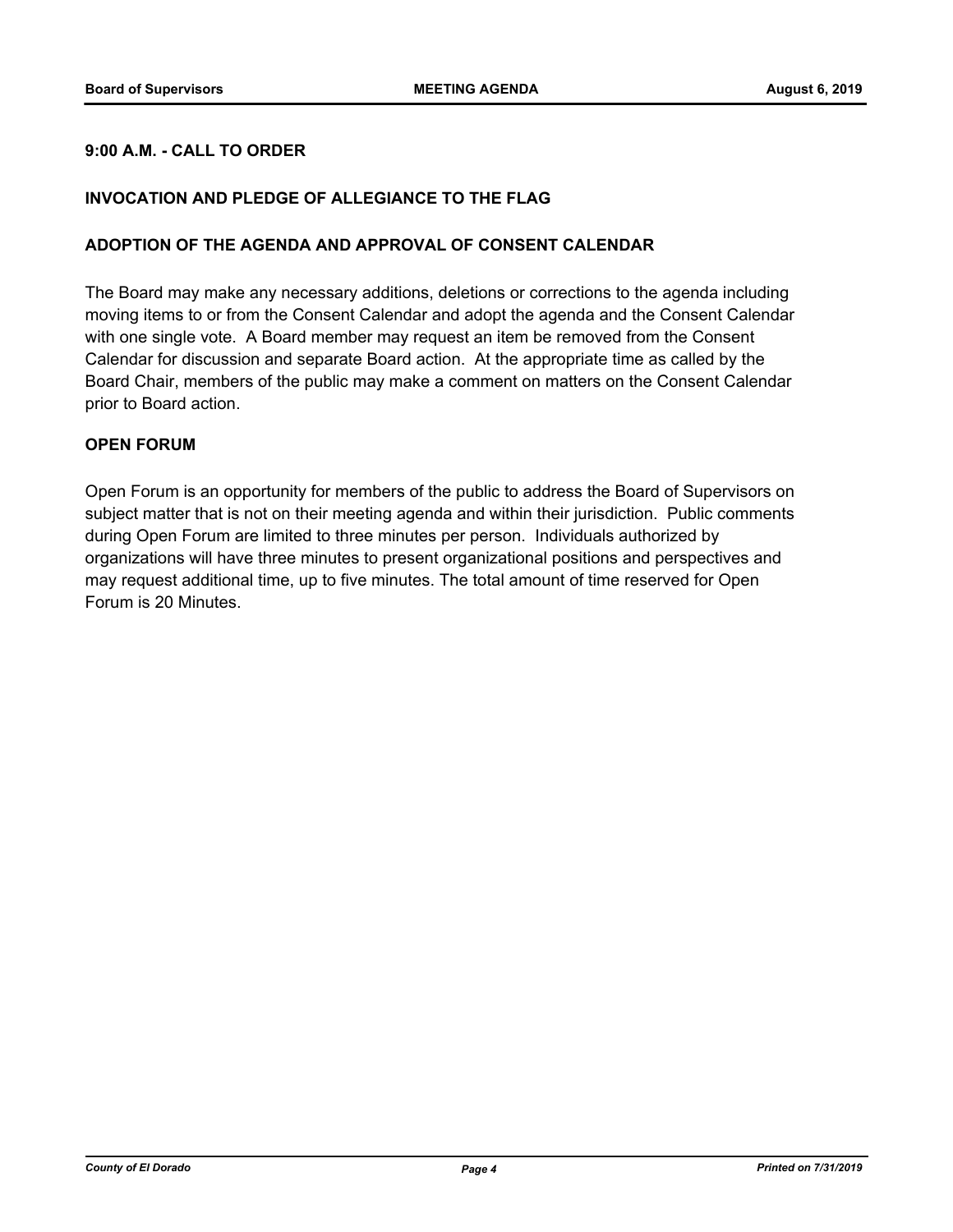**9:00 A.M. - CALL TO ORDER**

**INVOCATION AND PLEDGE OF ALLEGIANCE TO THE FLAG**

**ADOPTION OF THE AGENDA AND APPROVAL OF CONSENT CALENDAR**

The Board may make any necessary additions, deletions or corrections to the agenda including moving items to or from the Consent Calendar and adopt the agenda and the Consent Calendar with one single vote. A Board member may request an item be removed from the Consent Calendar for discussion and separate Board action. At the appropriate time as called by the Board Chair, members of the public may make a comment on matters on the Consent Calendar prior to Board action.

**OPEN FORUM**

Open Forum is an opportunity for members of the public to address the Board of Supervisors on subject matter that is not on their meeting agenda and within their jurisdiction. Public comments during Open Forum are limited to three minutes per person. Individuals authorized by organizations will have three minutes to present organizational positions and perspectives and may request additional time, up to five minutes. The total amount of time reserved for Open Forum is 20 Minutes.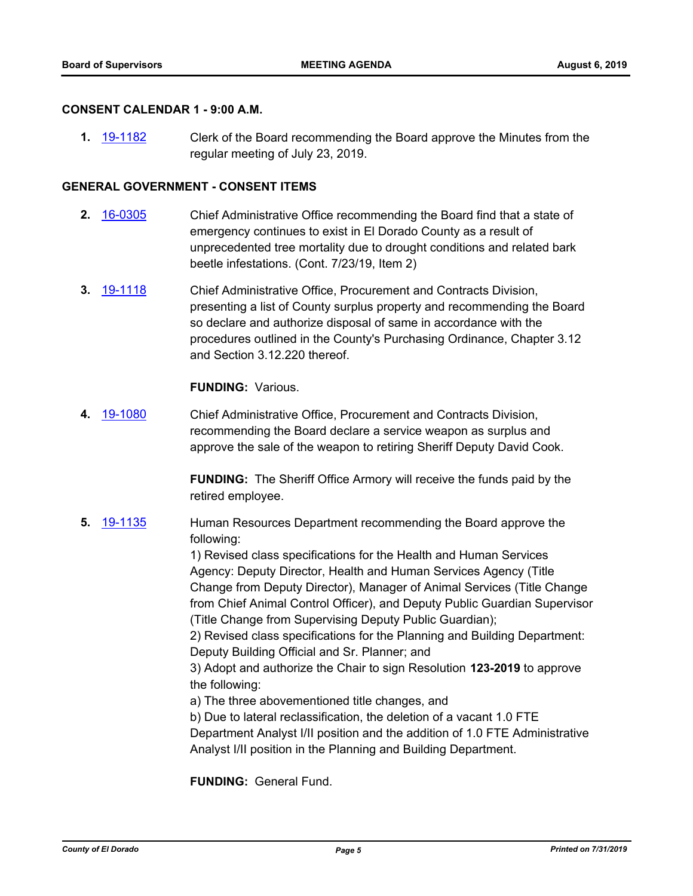## CONSENT CALENDAR 1 - 9:00 A.M.

**1.** 19-1182 Clerk of the Board recommending the Board approve the Minutes from the regular meeting of July 23, 2019.

## GENERAL GOVERNMENT - CONSENT ITEMS

**2.** 16-0305 Chief Administrative Office recommending the Board find that a state of emergency continues to exist in El Dorado County as a result of unprecedented tree mortality due to drought conditions and related bark beetle infestations. (Cont. 7/23/19, Item 2)

**3.** 19-1118 Chief Administrative Office, Procurement and Contracts Division, presenting a list of County surplus property and recommending the Board so declare and authorize disposal of same in accordance with the procedures outlined in the County's Purchasing Ordinance, Chapter 3.12 and Section 3.12.220 thereof.

**FUNDING:** Various.

**4.** 19-1080 Chief Administrative Office, Procurement and Contracts Division, recommending the Board declare a service weapon as surplus and approve the sale of the weapon to retiring Sheriff Deputy David Cook.

**FUNDING:** The Sheriff Office Armory will receive the funds paid by the retired employee.

**5.** 19-1135 Human Resources Department recommending the Board approve the following:
1) Revised class specifications for the Health and Human Services Agency: Deputy Director, Health and Human Services Agency (Title Change from Deputy Director), Manager of Animal Services (Title Change from Chief Animal Control Officer), and Deputy Public Guardian Supervisor (Title Change from Supervising Deputy Public Guardian);
2) Revised class specifications for the Planning and Building Department: Deputy Building Official and Sr. Planner; and
3) Adopt and authorize the Chair to sign Resolution **123-2019** to approve the following:
a) The three abovementioned title changes, and
b) Due to lateral reclassification, the deletion of a vacant 1.0 FTE Department Analyst I/II position and the addition of 1.0 FTE Administrative Analyst I/II position in the Planning and Building Department.

**FUNDING:** General Fund.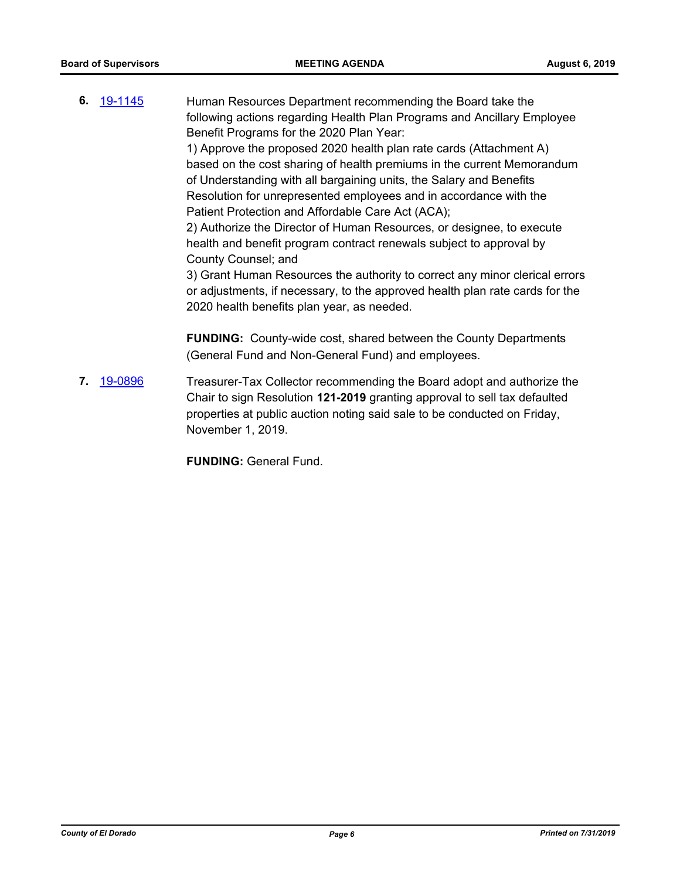**6.** 19-1145 Human Resources Department recommending the Board take the following actions regarding Health Plan Programs and Ancillary Employee Benefit Programs for the 2020 Plan Year:
1) Approve the proposed 2020 health plan rate cards (Attachment A) based on the cost sharing of health premiums in the current Memorandum of Understanding with all bargaining units, the Salary and Benefits Resolution for unrepresented employees and in accordance with the Patient Protection and Affordable Care Act (ACA);
2) Authorize the Director of Human Resources, or designee, to execute health and benefit program contract renewals subject to approval by County Counsel; and
3) Grant Human Resources the authority to correct any minor clerical errors or adjustments, if necessary, to the approved health plan rate cards for the 2020 health benefits plan year, as needed.

**FUNDING:** County-wide cost, shared between the County Departments (General Fund and Non-General Fund) and employees.

**7.** 19-0896 Treasurer-Tax Collector recommending the Board adopt and authorize the Chair to sign Resolution **121-2019** granting approval to sell tax defaulted properties at public auction noting said sale to be conducted on Friday, November 1, 2019.

**FUNDING:** General Fund.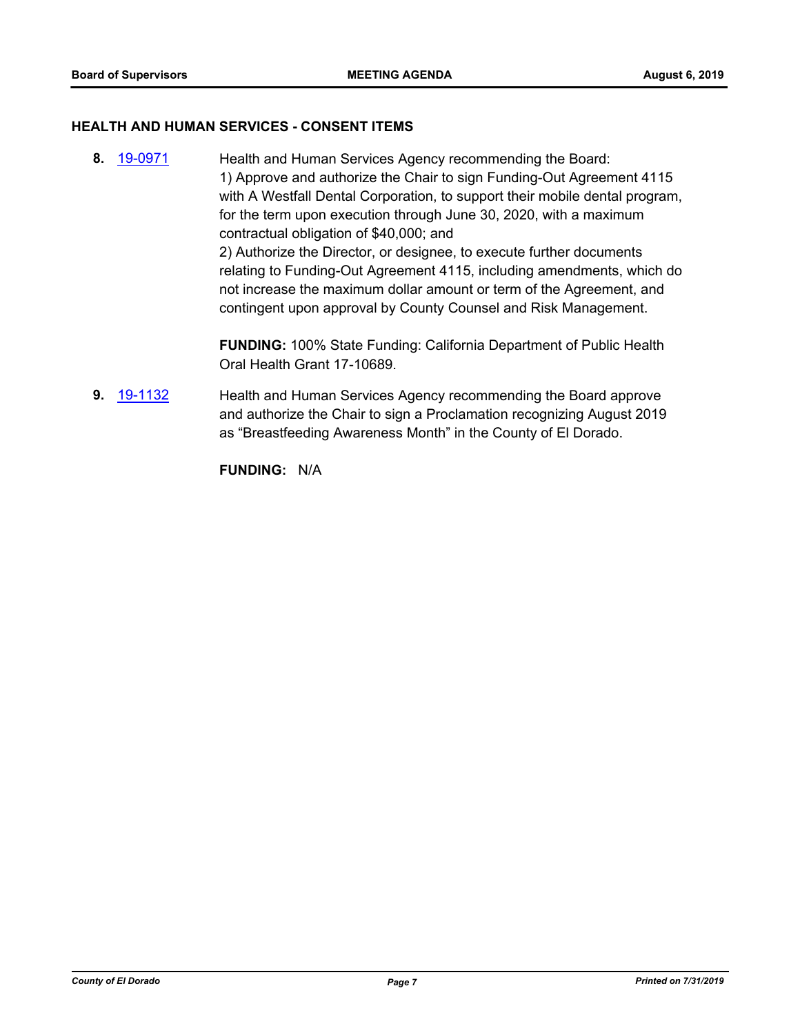## HEALTH AND HUMAN SERVICES - CONSENT ITEMS

**8.** 19-0971

Health and Human Services Agency recommending the Board:
1) Approve and authorize the Chair to sign Funding-Out Agreement 4115 with A Westfall Dental Corporation, to support their mobile dental program, for the term upon execution through June 30, 2020, with a maximum contractual obligation of $40,000; and
2) Authorize the Director, or designee, to execute further documents relating to Funding-Out Agreement 4115, including amendments, which do not increase the maximum dollar amount or term of the Agreement, and contingent upon approval by County Counsel and Risk Management.

**FUNDING:** 100% State Funding: California Department of Public Health Oral Health Grant 17-10689.

**9.** 19-1132

Health and Human Services Agency recommending the Board approve and authorize the Chair to sign a Proclamation recognizing August 2019 as "Breastfeeding Awareness Month" in the County of El Dorado.

**FUNDING:** N/A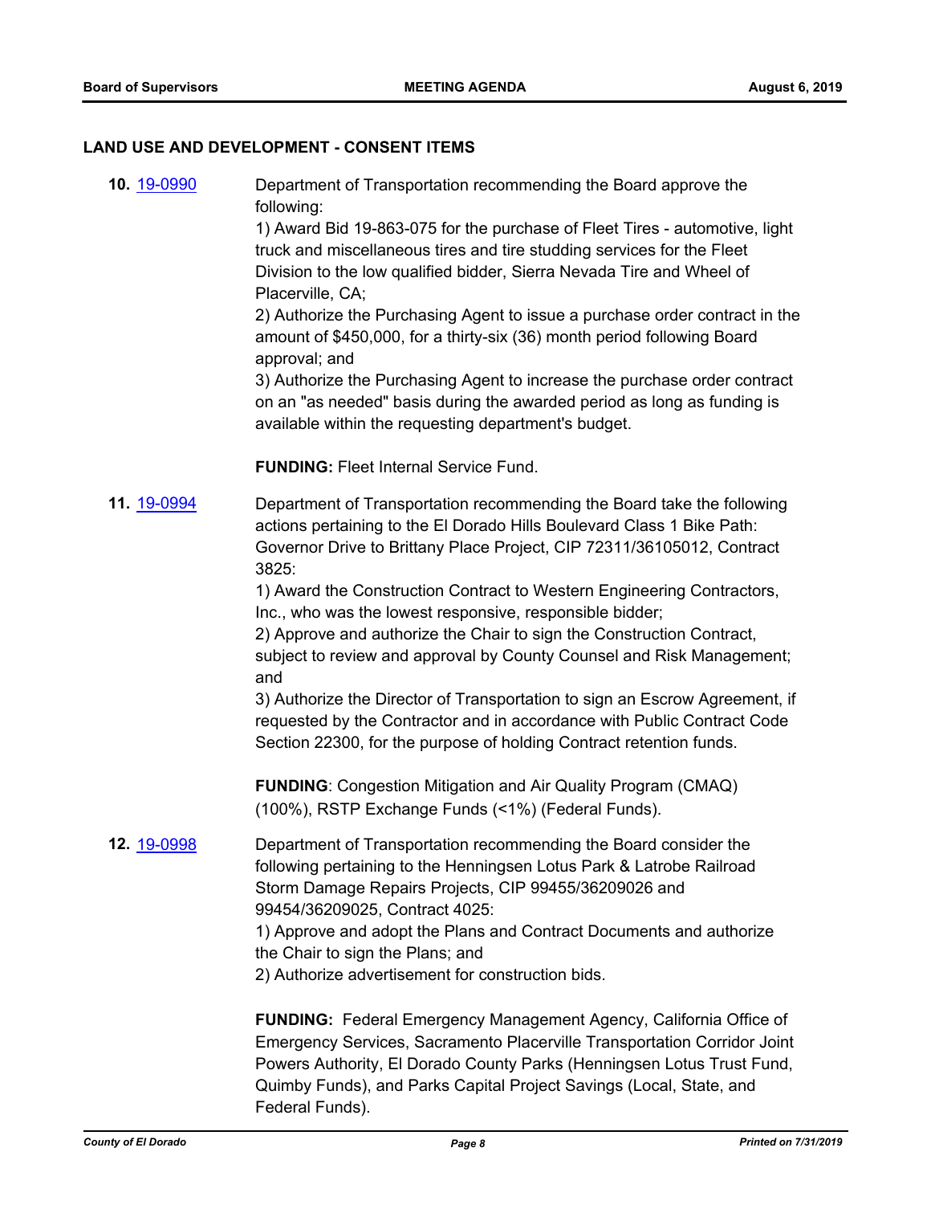## LAND USE AND DEVELOPMENT - CONSENT ITEMS

**10.** 19-0990

Department of Transportation recommending the Board approve the following:

1) Award Bid 19-863-075 for the purchase of Fleet Tires - automotive, light truck and miscellaneous tires and tire studding services for the Fleet Division to the low qualified bidder, Sierra Nevada Tire and Wheel of Placerville, CA;

2) Authorize the Purchasing Agent to issue a purchase order contract in the amount of $450,000, for a thirty-six (36) month period following Board approval; and

3) Authorize the Purchasing Agent to increase the purchase order contract on an "as needed" basis during the awarded period as long as funding is available within the requesting department's budget.

**FUNDING:** Fleet Internal Service Fund.

**11.** 19-0994

Department of Transportation recommending the Board take the following actions pertaining to the El Dorado Hills Boulevard Class 1 Bike Path: Governor Drive to Brittany Place Project, CIP 72311/36105012, Contract 3825:

1) Award the Construction Contract to Western Engineering Contractors, Inc., who was the lowest responsive, responsible bidder;

2) Approve and authorize the Chair to sign the Construction Contract, subject to review and approval by County Counsel and Risk Management; and

3) Authorize the Director of Transportation to sign an Escrow Agreement, if requested by the Contractor and in accordance with Public Contract Code Section 22300, for the purpose of holding Contract retention funds.

**FUNDING**: Congestion Mitigation and Air Quality Program (CMAQ) (100%), RSTP Exchange Funds (<1%) (Federal Funds).

**12.** 19-0998

Department of Transportation recommending the Board consider the following pertaining to the Henningsen Lotus Park & Latrobe Railroad Storm Damage Repairs Projects, CIP 99455/36209026 and 99454/36209025, Contract 4025:

1) Approve and adopt the Plans and Contract Documents and authorize the Chair to sign the Plans; and

2) Authorize advertisement for construction bids.

**FUNDING:** Federal Emergency Management Agency, California Office of Emergency Services, Sacramento Placerville Transportation Corridor Joint Powers Authority, El Dorado County Parks (Henningsen Lotus Trust Fund, Quimby Funds), and Parks Capital Project Savings (Local, State, and Federal Funds).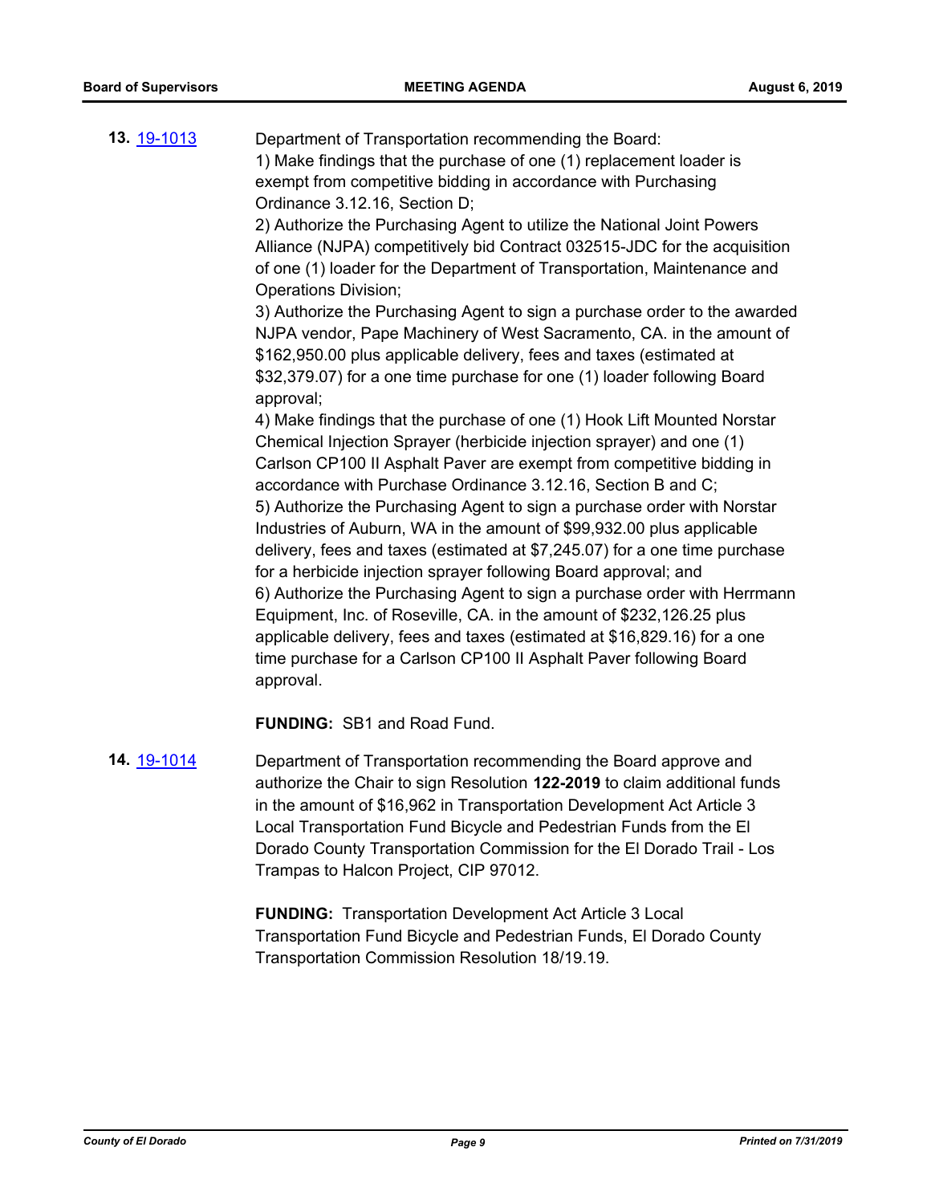**13.** [19-1013](#)

Department of Transportation recommending the Board:
1) Make findings that the purchase of one (1) replacement loader is exempt from competitive bidding in accordance with Purchasing Ordinance 3.12.16, Section D;
2) Authorize the Purchasing Agent to utilize the National Joint Powers Alliance (NJPA) competitively bid Contract 032515-JDC for the acquisition of one (1) loader for the Department of Transportation, Maintenance and Operations Division;
3) Authorize the Purchasing Agent to sign a purchase order to the awarded NJPA vendor, Pape Machinery of West Sacramento, CA. in the amount of $162,950.00 plus applicable delivery, fees and taxes (estimated at $32,379.07) for a one time purchase for one (1) loader following Board approval;
4) Make findings that the purchase of one (1) Hook Lift Mounted Norstar Chemical Injection Sprayer (herbicide injection sprayer) and one (1) Carlson CP100 II Asphalt Paver are exempt from competitive bidding in accordance with Purchase Ordinance 3.12.16, Section B and C;
5) Authorize the Purchasing Agent to sign a purchase order with Norstar Industries of Auburn, WA in the amount of $99,932.00 plus applicable delivery, fees and taxes (estimated at $7,245.07) for a one time purchase for a herbicide injection sprayer following Board approval; and
6) Authorize the Purchasing Agent to sign a purchase order with Herrmann Equipment, Inc. of Roseville, CA. in the amount of $232,126.25 plus applicable delivery, fees and taxes (estimated at $16,829.16) for a one time purchase for a Carlson CP100 II Asphalt Paver following Board approval.

**FUNDING:** SB1 and Road Fund.

**14.** [19-1014](#)

Department of Transportation recommending the Board approve and authorize the Chair to sign Resolution **122-2019** to claim additional funds in the amount of $16,962 in Transportation Development Act Article 3 Local Transportation Fund Bicycle and Pedestrian Funds from the El Dorado County Transportation Commission for the El Dorado Trail - Los Trampas to Halcon Project, CIP 97012.

**FUNDING:** Transportation Development Act Article 3 Local Transportation Fund Bicycle and Pedestrian Funds, El Dorado County Transportation Commission Resolution 18/19.19.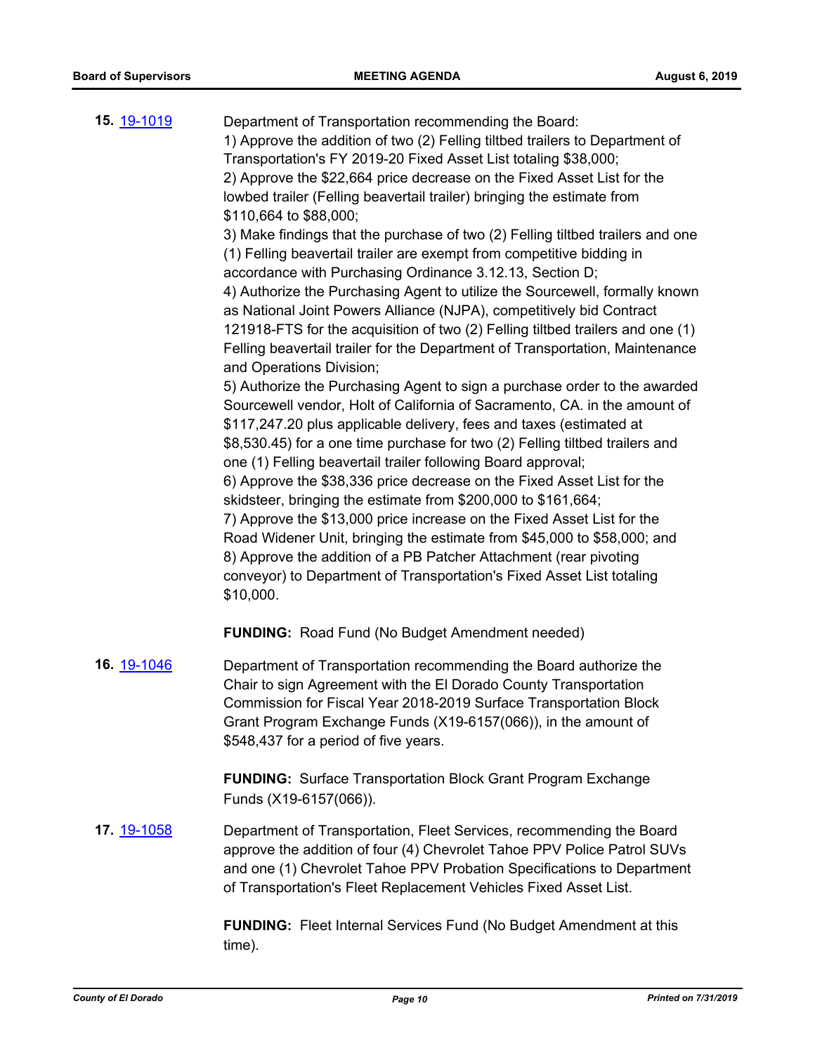**15.** [19-1019](19-1019)

Department of Transportation recommending the Board:
1) Approve the addition of two (2) Felling tiltbed trailers to Department of Transportation's FY 2019-20 Fixed Asset List totaling $38,000;
2) Approve the $22,664 price decrease on the Fixed Asset List for the lowbed trailer (Felling beavertail trailer) bringing the estimate from $110,664 to $88,000;
3) Make findings that the purchase of two (2) Felling tiltbed trailers and one (1) Felling beavertail trailer are exempt from competitive bidding in accordance with Purchasing Ordinance 3.12.13, Section D;
4) Authorize the Purchasing Agent to utilize the Sourcewell, formally known as National Joint Powers Alliance (NJPA), competitively bid Contract 121918-FTS for the acquisition of two (2) Felling tiltbed trailers and one (1) Felling beavertail trailer for the Department of Transportation, Maintenance and Operations Division;
5) Authorize the Purchasing Agent to sign a purchase order to the awarded Sourcewell vendor, Holt of California of Sacramento, CA. in the amount of $117,247.20 plus applicable delivery, fees and taxes (estimated at $8,530.45) for a one time purchase for two (2) Felling tiltbed trailers and one (1) Felling beavertail trailer following Board approval;
6) Approve the $38,336 price decrease on the Fixed Asset List for the skidsteer, bringing the estimate from $200,000 to $161,664;
7) Approve the $13,000 price increase on the Fixed Asset List for the Road Widener Unit, bringing the estimate from $45,000 to $58,000; and
8) Approve the addition of a PB Patcher Attachment (rear pivoting conveyor) to Department of Transportation's Fixed Asset List totaling $10,000.

**FUNDING:** Road Fund (No Budget Amendment needed)

**16.** [19-1046](19-1046)

Department of Transportation recommending the Board authorize the Chair to sign Agreement with the El Dorado County Transportation Commission for Fiscal Year 2018-2019 Surface Transportation Block Grant Program Exchange Funds (X19-6157(066)), in the amount of $548,437 for a period of five years.

**FUNDING:** Surface Transportation Block Grant Program Exchange Funds (X19-6157(066)).

**17.** [19-1058](19-1058)

Department of Transportation, Fleet Services, recommending the Board approve the addition of four (4) Chevrolet Tahoe PPV Police Patrol SUVs and one (1) Chevrolet Tahoe PPV Probation Specifications to Department of Transportation's Fleet Replacement Vehicles Fixed Asset List.

**FUNDING:** Fleet Internal Services Fund (No Budget Amendment at this time).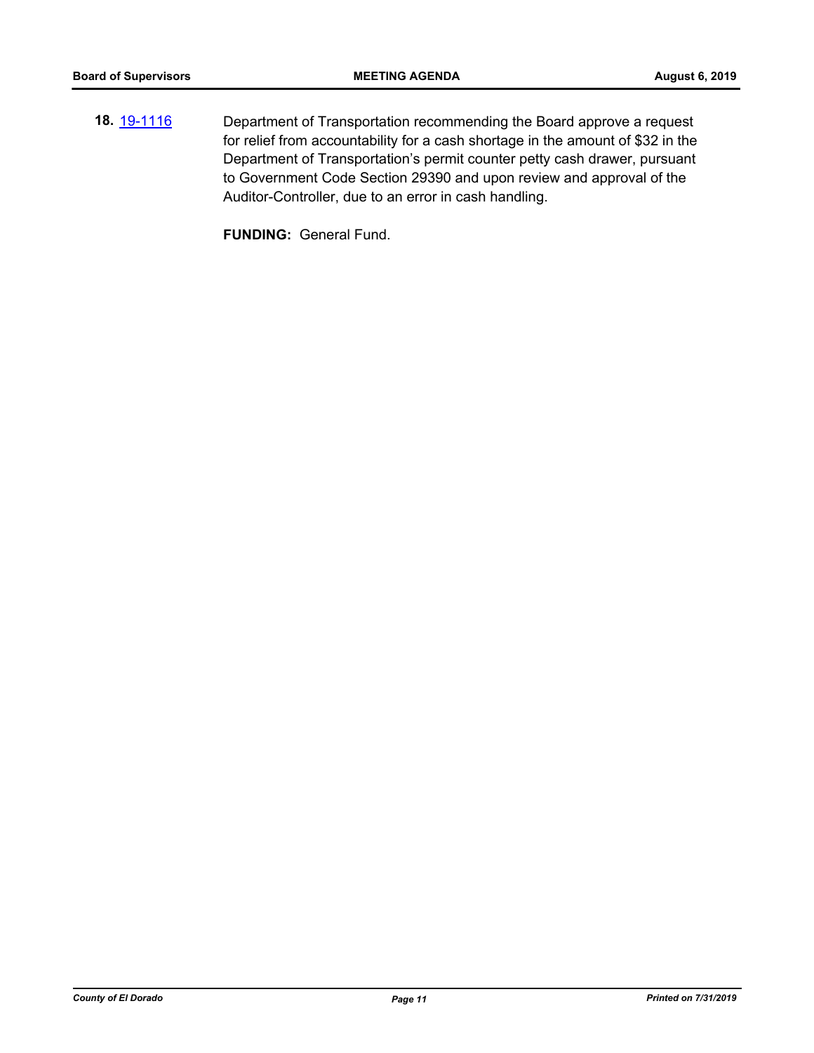**18.** [19-1116](19-1116) Department of Transportation recommending the Board approve a request for relief from accountability for a cash shortage in the amount of $32 in the Department of Transportation's permit counter petty cash drawer, pursuant to Government Code Section 29390 and upon review and approval of the Auditor-Controller, due to an error in cash handling.

**FUNDING:** General Fund.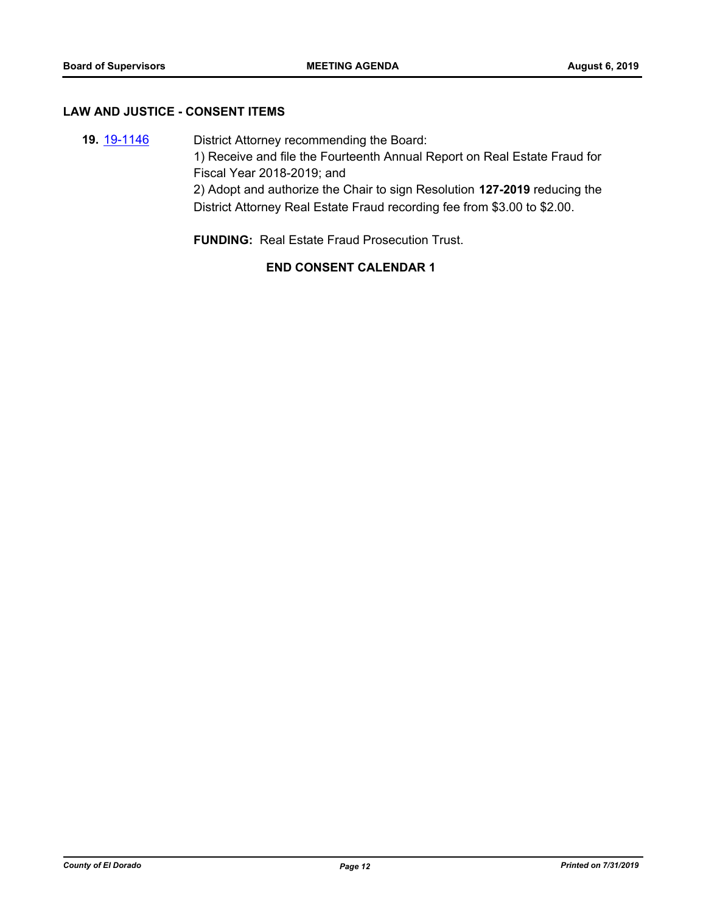## LAW AND JUSTICE - CONSENT ITEMS

**19.** [19-1146](19-1146) District Attorney recommending the Board:

1) Receive and file the Fourteenth Annual Report on Real Estate Fraud for Fiscal Year 2018-2019; and

2) Adopt and authorize the Chair to sign Resolution **127-2019** reducing the District Attorney Real Estate Fraud recording fee from $3.00 to $2.00.

**FUNDING:** Real Estate Fraud Prosecution Trust.

**END CONSENT CALENDAR 1**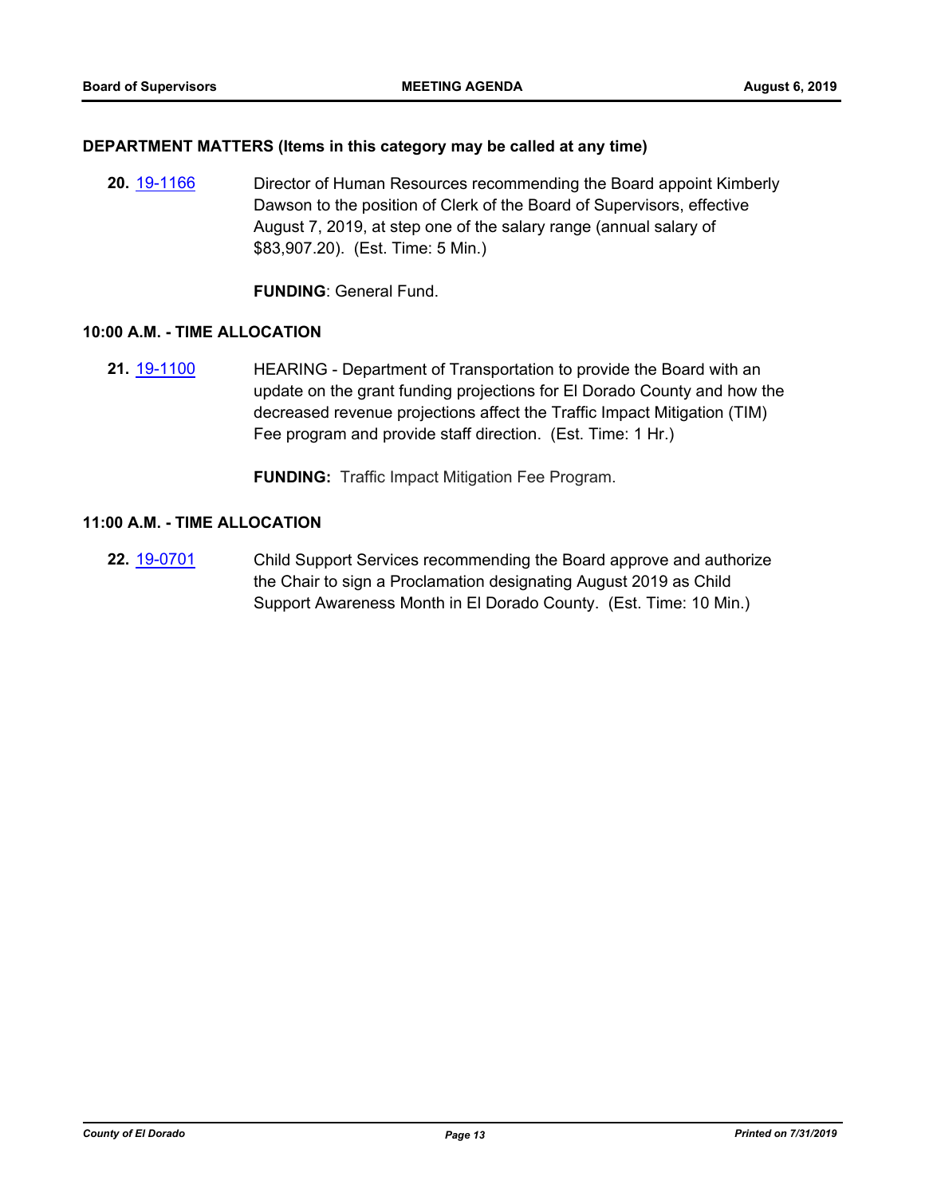**DEPARTMENT MATTERS (Items in this category may be called at any time)**

**20.** 19-1166 Director of Human Resources recommending the Board appoint Kimberly Dawson to the position of Clerk of the Board of Supervisors, effective August 7, 2019, at step one of the salary range (annual salary of $83,907.20). (Est. Time: 5 Min.)

**FUNDING**: General Fund.

**10:00 A.M. - TIME ALLOCATION**

**21.** 19-1100 HEARING - Department of Transportation to provide the Board with an update on the grant funding projections for El Dorado County and how the decreased revenue projections affect the Traffic Impact Mitigation (TIM) Fee program and provide staff direction. (Est. Time: 1 Hr.)

**FUNDING:** Traffic Impact Mitigation Fee Program.

**11:00 A.M. - TIME ALLOCATION**

**22.** 19-0701 Child Support Services recommending the Board approve and authorize the Chair to sign a Proclamation designating August 2019 as Child Support Awareness Month in El Dorado County. (Est. Time: 10 Min.)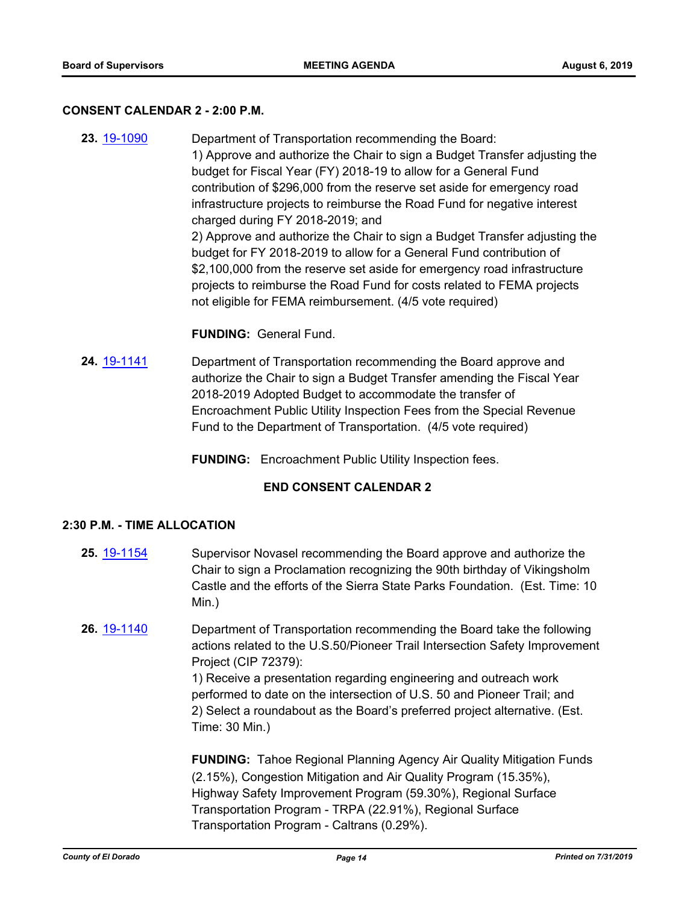## CONSENT CALENDAR 2 - 2:00 P.M.

**23.** 19-1090

Department of Transportation recommending the Board:
1) Approve and authorize the Chair to sign a Budget Transfer adjusting the budget for Fiscal Year (FY) 2018-19 to allow for a General Fund contribution of $296,000 from the reserve set aside for emergency road infrastructure projects to reimburse the Road Fund for negative interest charged during FY 2018-2019; and
2) Approve and authorize the Chair to sign a Budget Transfer adjusting the budget for FY 2018-2019 to allow for a General Fund contribution of $2,100,000 from the reserve set aside for emergency road infrastructure projects to reimburse the Road Fund for costs related to FEMA projects not eligible for FEMA reimbursement. (4/5 vote required)

**FUNDING:** General Fund.

**24.** 19-1141

Department of Transportation recommending the Board approve and authorize the Chair to sign a Budget Transfer amending the Fiscal Year 2018-2019 Adopted Budget to accommodate the transfer of Encroachment Public Utility Inspection Fees from the Special Revenue Fund to the Department of Transportation. (4/5 vote required)

**FUNDING:** Encroachment Public Utility Inspection fees.

**END CONSENT CALENDAR 2**

## 2:30 P.M. - TIME ALLOCATION

**25.** 19-1154

Supervisor Novasel recommending the Board approve and authorize the Chair to sign a Proclamation recognizing the 90th birthday of Vikingsholm Castle and the efforts of the Sierra State Parks Foundation. (Est. Time: 10 Min.)

**26.** 19-1140

Department of Transportation recommending the Board take the following actions related to the U.S.50/Pioneer Trail Intersection Safety Improvement Project (CIP 72379):
1) Receive a presentation regarding engineering and outreach work performed to date on the intersection of U.S. 50 and Pioneer Trail; and
2) Select a roundabout as the Board's preferred project alternative. (Est. Time: 30 Min.)

**FUNDING:** Tahoe Regional Planning Agency Air Quality Mitigation Funds (2.15%), Congestion Mitigation and Air Quality Program (15.35%), Highway Safety Improvement Program (59.30%), Regional Surface Transportation Program - TRPA (22.91%), Regional Surface Transportation Program - Caltrans (0.29%).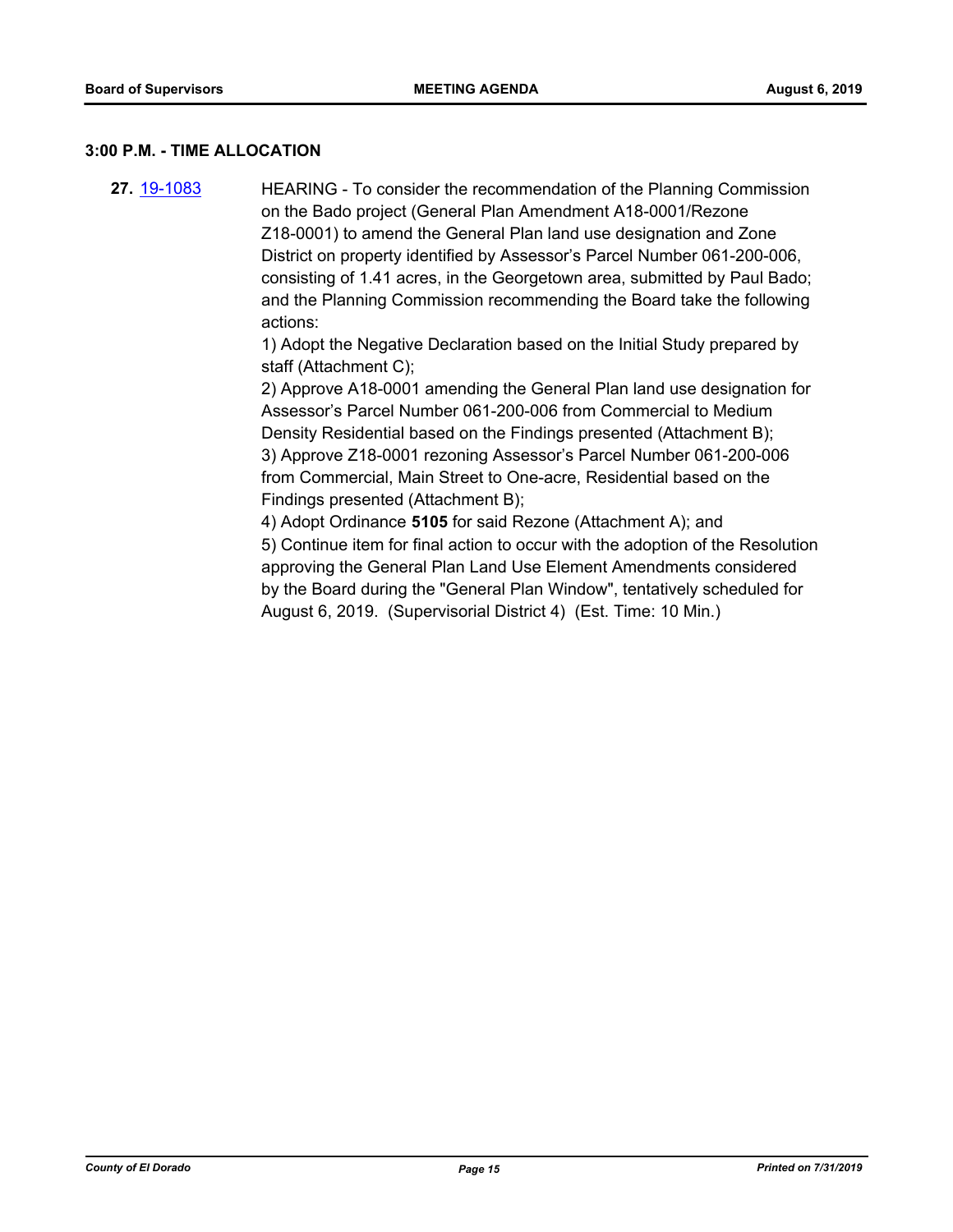### 3:00 P.M. - TIME ALLOCATION

**27.** 19-1083 HEARING - To consider the recommendation of the Planning Commission on the Bado project (General Plan Amendment A18-0001/Rezone Z18-0001) to amend the General Plan land use designation and Zone District on property identified by Assessor's Parcel Number 061-200-006, consisting of 1.41 acres, in the Georgetown area, submitted by Paul Bado; and the Planning Commission recommending the Board take the following actions:

1) Adopt the Negative Declaration based on the Initial Study prepared by staff (Attachment C);

2) Approve A18-0001 amending the General Plan land use designation for Assessor's Parcel Number 061-200-006 from Commercial to Medium Density Residential based on the Findings presented (Attachment B);

3) Approve Z18-0001 rezoning Assessor's Parcel Number 061-200-006 from Commercial, Main Street to One-acre, Residential based on the Findings presented (Attachment B);

4) Adopt Ordinance **5105** for said Rezone (Attachment A); and

5) Continue item for final action to occur with the adoption of the Resolution approving the General Plan Land Use Element Amendments considered by the Board during the "General Plan Window", tentatively scheduled for August 6, 2019. (Supervisorial District 4) (Est. Time: 10 Min.)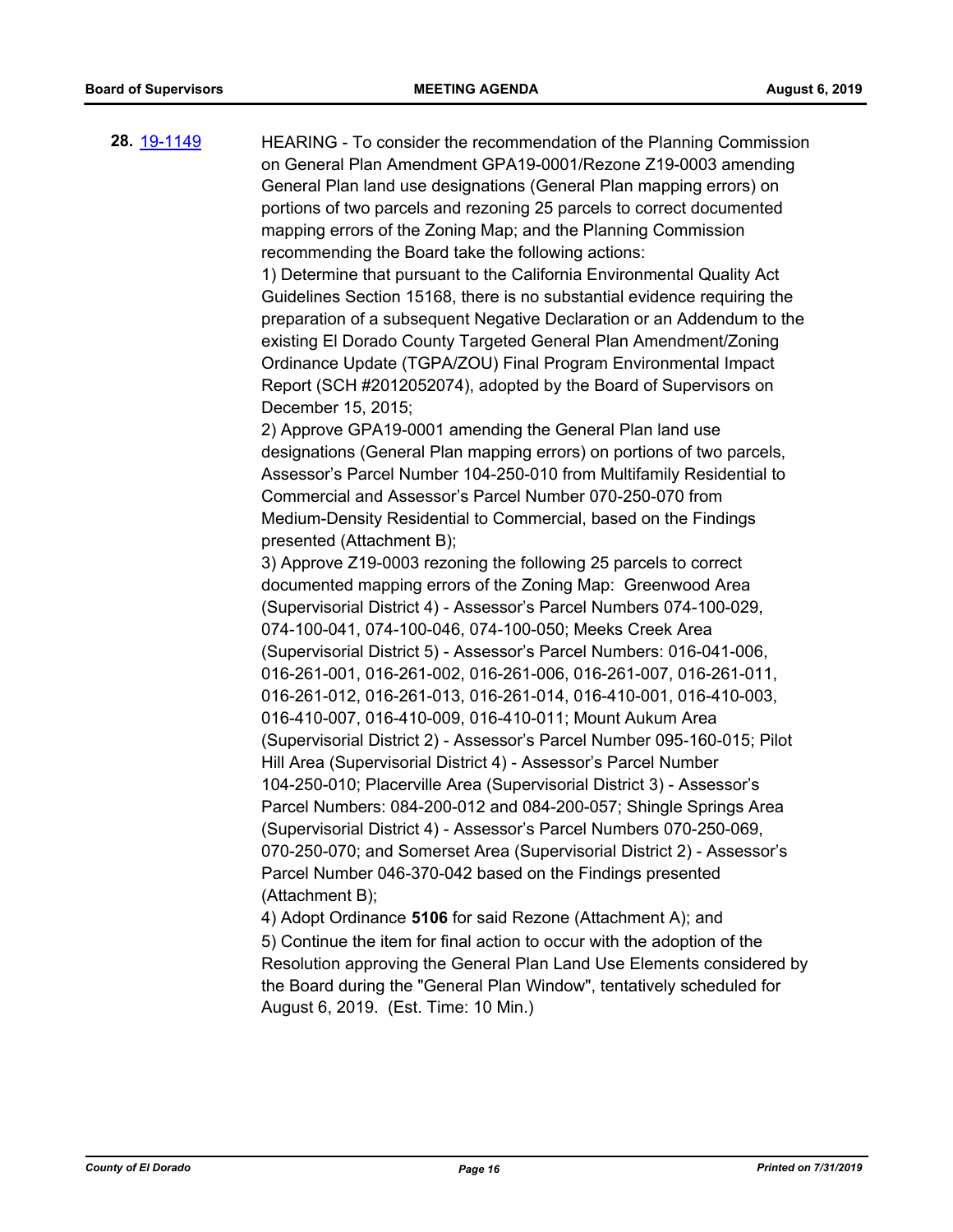**28.** 19-1149

HEARING - To consider the recommendation of the Planning Commission on General Plan Amendment GPA19-0001/Rezone Z19-0003 amending General Plan land use designations (General Plan mapping errors) on portions of two parcels and rezoning 25 parcels to correct documented mapping errors of the Zoning Map; and the Planning Commission recommending the Board take the following actions:

1) Determine that pursuant to the California Environmental Quality Act Guidelines Section 15168, there is no substantial evidence requiring the preparation of a subsequent Negative Declaration or an Addendum to the existing El Dorado County Targeted General Plan Amendment/Zoning Ordinance Update (TGPA/ZOU) Final Program Environmental Impact Report (SCH #2012052074), adopted by the Board of Supervisors on December 15, 2015;

2) Approve GPA19-0001 amending the General Plan land use designations (General Plan mapping errors) on portions of two parcels, Assessor's Parcel Number 104-250-010 from Multifamily Residential to Commercial and Assessor's Parcel Number 070-250-070 from Medium-Density Residential to Commercial, based on the Findings presented (Attachment B);

3) Approve Z19-0003 rezoning the following 25 parcels to correct documented mapping errors of the Zoning Map: Greenwood Area (Supervisorial District 4) - Assessor's Parcel Numbers 074-100-029, 074-100-041, 074-100-046, 074-100-050; Meeks Creek Area (Supervisorial District 5) - Assessor's Parcel Numbers: 016-041-006, 016-261-001, 016-261-002, 016-261-006, 016-261-007, 016-261-011, 016-261-012, 016-261-013, 016-261-014, 016-410-001, 016-410-003, 016-410-007, 016-410-009, 016-410-011; Mount Aukum Area (Supervisorial District 2) - Assessor's Parcel Number 095-160-015; Pilot Hill Area (Supervisorial District 4) - Assessor's Parcel Number 104-250-010; Placerville Area (Supervisorial District 3) - Assessor's Parcel Numbers: 084-200-012 and 084-200-057; Shingle Springs Area (Supervisorial District 4) - Assessor's Parcel Numbers 070-250-069, 070-250-070; and Somerset Area (Supervisorial District 2) - Assessor's Parcel Number 046-370-042 based on the Findings presented (Attachment B);

4) Adopt Ordinance **5106** for said Rezone (Attachment A); and

5) Continue the item for final action to occur with the adoption of the Resolution approving the General Plan Land Use Elements considered by the Board during the "General Plan Window", tentatively scheduled for August 6, 2019. (Est. Time: 10 Min.)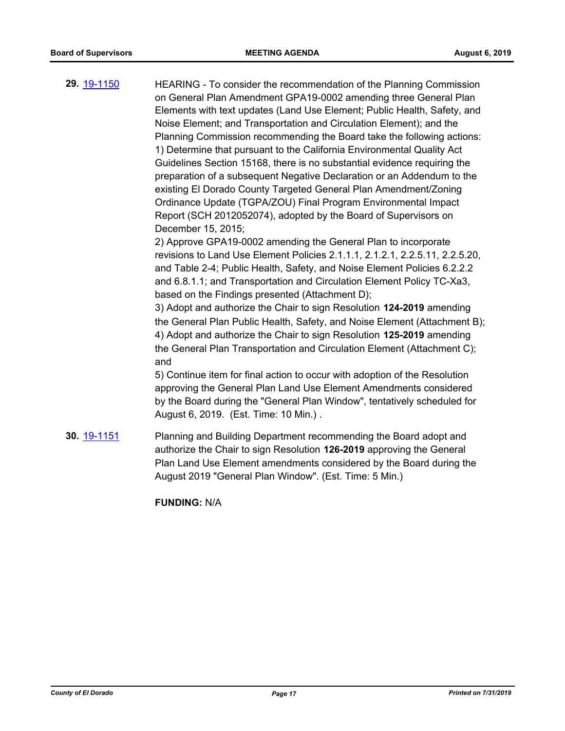**29.** [19-1150](19-1150) HEARING - To consider the recommendation of the Planning Commission on General Plan Amendment GPA19-0002 amending three General Plan Elements with text updates (Land Use Element; Public Health, Safety, and Noise Element; and Transportation and Circulation Element); and the Planning Commission recommending the Board take the following actions:

1) Determine that pursuant to the California Environmental Quality Act Guidelines Section 15168, there is no substantial evidence requiring the preparation of a subsequent Negative Declaration or an Addendum to the existing El Dorado County Targeted General Plan Amendment/Zoning Ordinance Update (TGPA/ZOU) Final Program Environmental Impact Report (SCH 2012052074), adopted by the Board of Supervisors on December 15, 2015;

2) Approve GPA19-0002 amending the General Plan to incorporate revisions to Land Use Element Policies 2.1.1.1, 2.1.2.1, 2.2.5.11, 2.2.5.20, and Table 2-4; Public Health, Safety, and Noise Element Policies 6.2.2.2 and 6.8.1.1; and Transportation and Circulation Element Policy TC-Xa3, based on the Findings presented (Attachment D);

3) Adopt and authorize the Chair to sign Resolution **124-2019** amending the General Plan Public Health, Safety, and Noise Element (Attachment B);

4) Adopt and authorize the Chair to sign Resolution **125-2019** amending the General Plan Transportation and Circulation Element (Attachment C); and

5) Continue item for final action to occur with adoption of the Resolution approving the General Plan Land Use Element Amendments considered by the Board during the "General Plan Window", tentatively scheduled for August 6, 2019. (Est. Time: 10 Min.) .

**30.** [19-1151](19-1151) Planning and Building Department recommending the Board adopt and authorize the Chair to sign Resolution **126-2019** approving the General Plan Land Use Element amendments considered by the Board during the August 2019 "General Plan Window". (Est. Time: 5 Min.)

**FUNDING:** N/A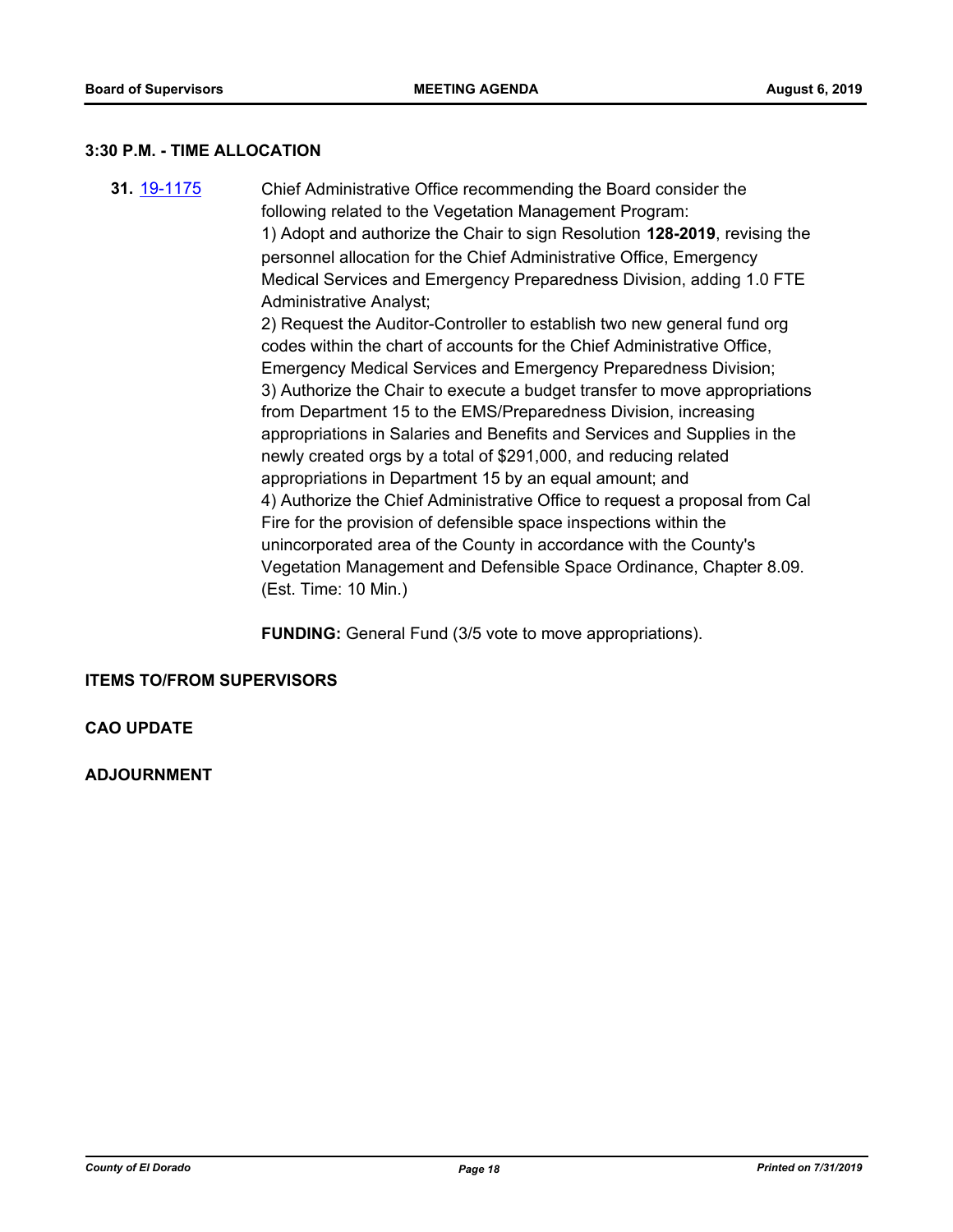## 3:30 P.M. - TIME ALLOCATION

**31.** [19-1175](19-1175) Chief Administrative Office recommending the Board consider the following related to the Vegetation Management Program:

1) Adopt and authorize the Chair to sign Resolution **128-2019**, revising the personnel allocation for the Chief Administrative Office, Emergency Medical Services and Emergency Preparedness Division, adding 1.0 FTE Administrative Analyst;

2) Request the Auditor-Controller to establish two new general fund org codes within the chart of accounts for the Chief Administrative Office, Emergency Medical Services and Emergency Preparedness Division;

3) Authorize the Chair to execute a budget transfer to move appropriations from Department 15 to the EMS/Preparedness Division, increasing appropriations in Salaries and Benefits and Services and Supplies in the newly created orgs by a total of $291,000, and reducing related appropriations in Department 15 by an equal amount; and

4) Authorize the Chief Administrative Office to request a proposal from Cal Fire for the provision of defensible space inspections within the unincorporated area of the County in accordance with the County's Vegetation Management and Defensible Space Ordinance, Chapter 8.09. (Est. Time: 10 Min.)

**FUNDING:** General Fund (3/5 vote to move appropriations).

## ITEMS TO/FROM SUPERVISORS

## CAO UPDATE

## ADJOURNMENT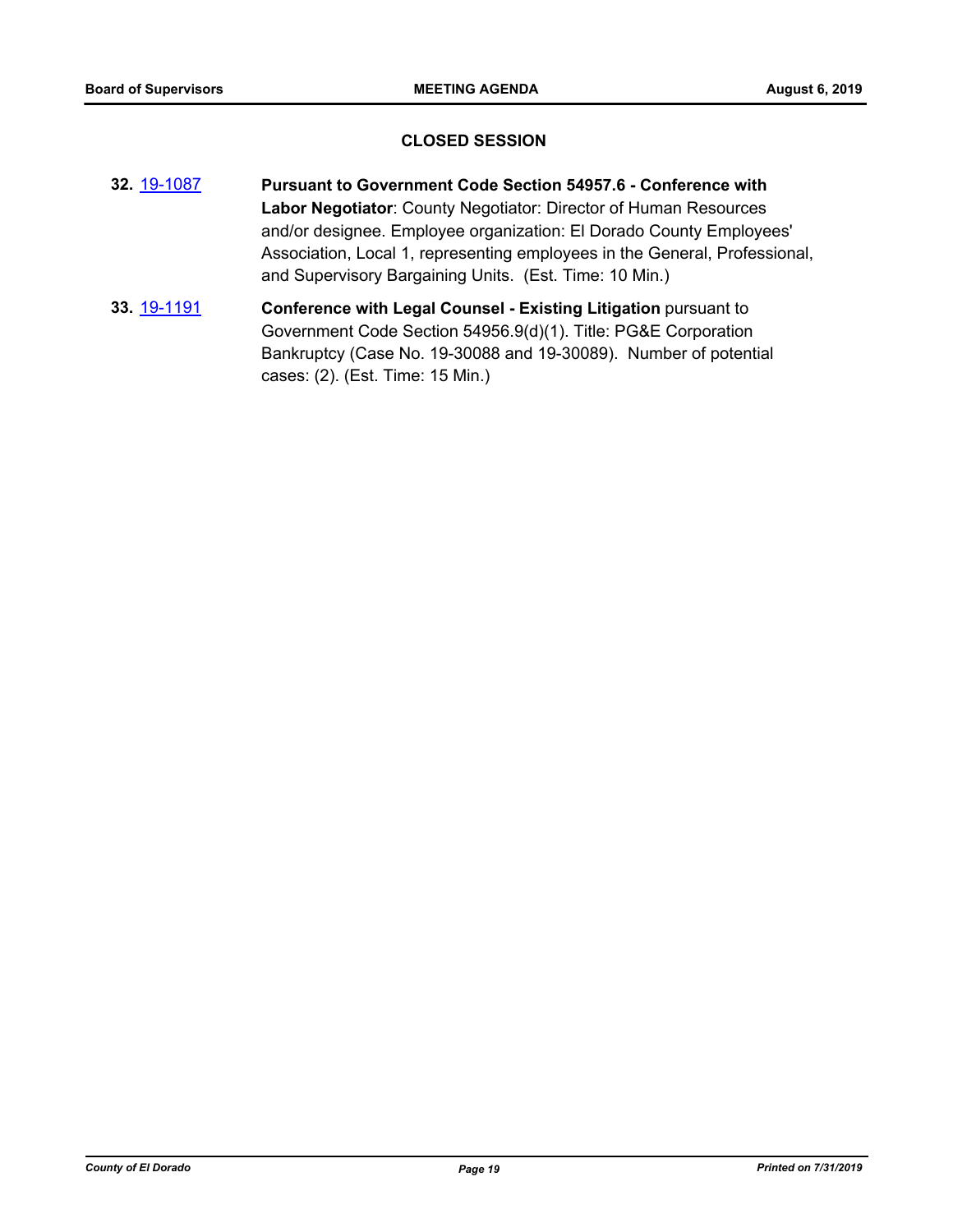## CLOSED SESSION

**32.** 19-1087 **Pursuant to Government Code Section 54957.6 - Conference with Labor Negotiator**: County Negotiator: Director of Human Resources and/or designee. Employee organization: El Dorado County Employees' Association, Local 1, representing employees in the General, Professional, and Supervisory Bargaining Units. (Est. Time: 10 Min.)

**33.** 19-1191 **Conference with Legal Counsel - Existing Litigation** pursuant to Government Code Section 54956.9(d)(1). Title: PG&E Corporation Bankruptcy (Case No. 19-30088 and 19-30089). Number of potential cases: (2). (Est. Time: 15 Min.)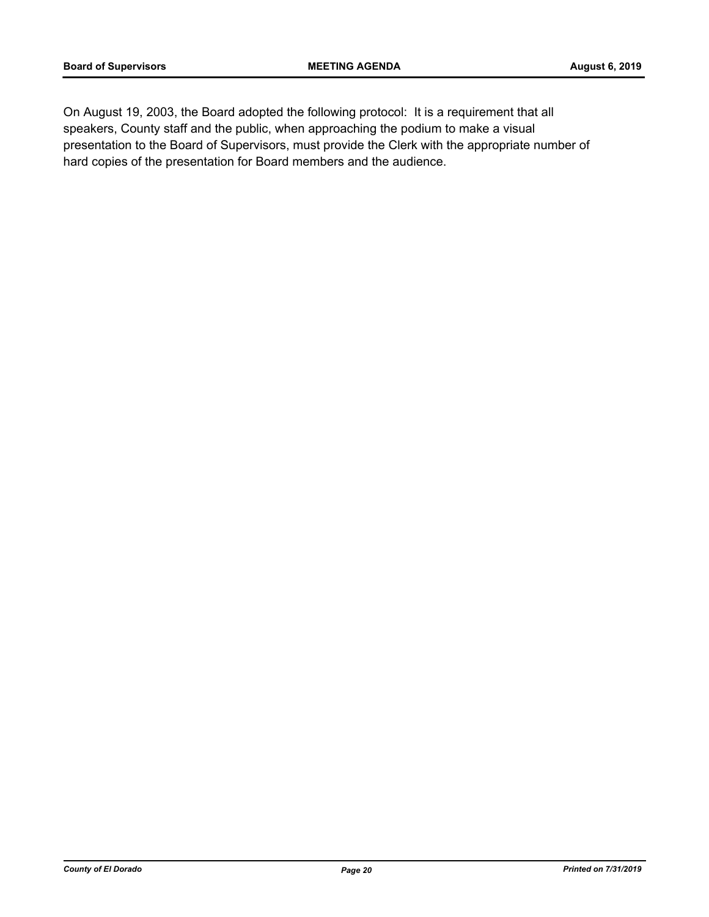On August 19, 2003, the Board adopted the following protocol: It is a requirement that all speakers, County staff and the public, when approaching the podium to make a visual presentation to the Board of Supervisors, must provide the Clerk with the appropriate number of hard copies of the presentation for Board members and the audience.